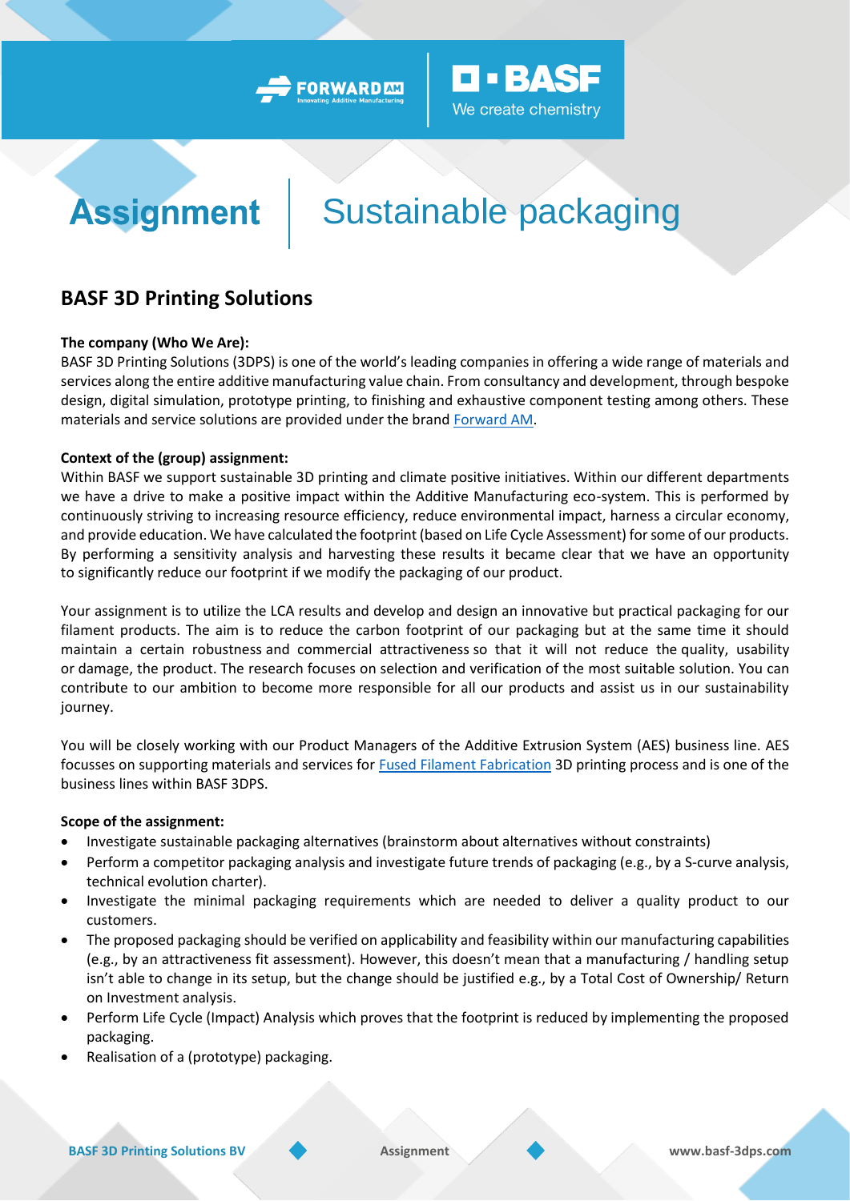# Assignment | Sustainable packaging

## BASF 3D Printing Solutions

**The company (Who We Are):**
BASF 3D Printing Solutions (3DPS) is one of the world's leading companies in offering a wide range of materials and services along the entire additive manufacturing value chain. From consultancy and development, through bespoke design, digital simulation, prototype printing, to finishing and exhaustive component testing among others. These materials and service solutions are provided under the brand Forward AM.

**Context of the (group) assignment:**
Within BASF we support sustainable 3D printing and climate positive initiatives. Within our different departments we have a drive to make a positive impact within the Additive Manufacturing eco-system. This is performed by continuously striving to increasing resource efficiency, reduce environmental impact, harness a circular economy, and provide education. We have calculated the footprint (based on Life Cycle Assessment) for some of our products. By performing a sensitivity analysis and harvesting these results it became clear that we have an opportunity to significantly reduce our footprint if we modify the packaging of our product.

Your assignment is to utilize the LCA results and develop and design an innovative but practical packaging for our filament products. The aim is to reduce the carbon footprint of our packaging but at the same time it should maintain a certain robustness and commercial attractiveness so that it will not reduce the quality, usability or damage, the product. The research focuses on selection and verification of the most suitable solution. You can contribute to our ambition to become more responsible for all our products and assist us in our sustainability journey.

You will be closely working with our Product Managers of the Additive Extrusion System (AES) business line. AES focusses on supporting materials and services for Fused Filament Fabrication 3D printing process and is one of the business lines within BASF 3DPS.

**Scope of the assignment:**

- Investigate sustainable packaging alternatives (brainstorm about alternatives without constraints)
- Perform a competitor packaging analysis and investigate future trends of packaging (e.g., by a S-curve analysis, technical evolution charter).
- Investigate the minimal packaging requirements which are needed to deliver a quality product to our customers.
- The proposed packaging should be verified on applicability and feasibility within our manufacturing capabilities (e.g., by an attractiveness fit assessment). However, this doesn't mean that a manufacturing / handling setup isn't able to change in its setup, but the change should be justified e.g., by a Total Cost of Ownership/ Return on Investment analysis.
- Perform Life Cycle (Impact) Analysis which proves that the footprint is reduced by implementing the proposed packaging.
- Realisation of a (prototype) packaging.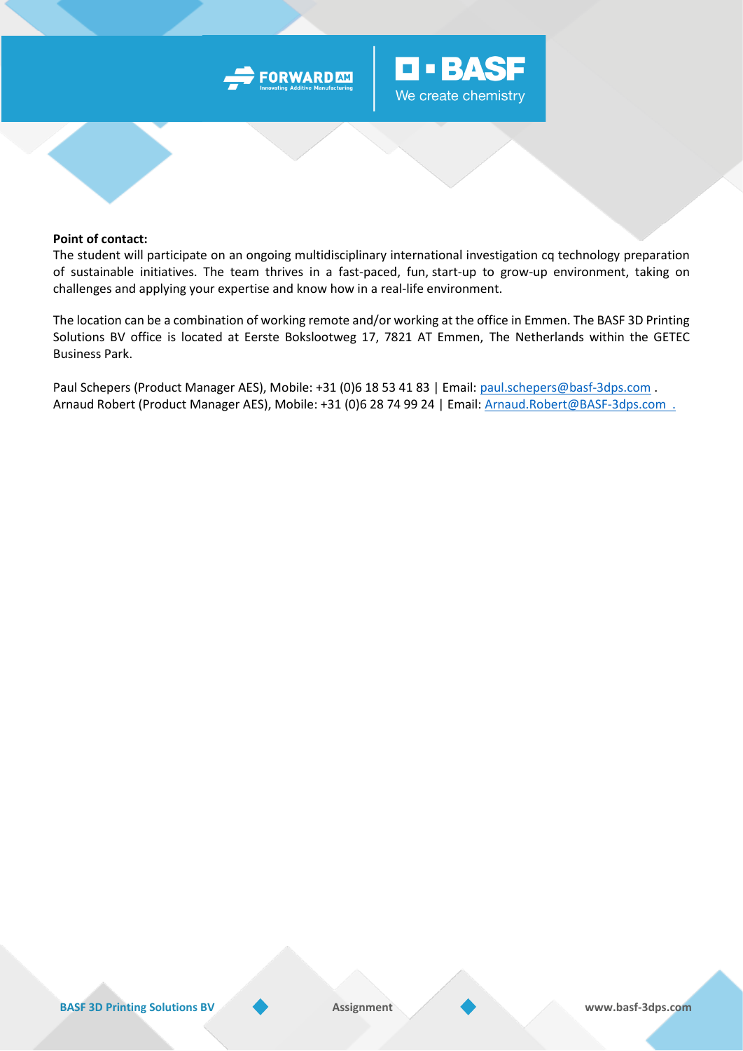**Point of contact:**

The student will participate on an ongoing multidisciplinary international investigation cq technology preparation of sustainable initiatives. The team thrives in a fast-paced, fun, start-up to grow-up environment, taking on challenges and applying your expertise and know how in a real-life environment.

The location can be a combination of working remote and/or working at the office in Emmen. The BASF 3D Printing Solutions BV office is located at Eerste Bokslootweg 17, 7821 AT Emmen, The Netherlands within the GETEC Business Park.

Paul Schepers (Product Manager AES), Mobile: +31 (0)6 18 53 41 83 | Email: paul.schepers@basf-3dps.com .
Arnaud Robert (Product Manager AES), Mobile: +31 (0)6 28 74 99 24 | Email: Arnaud.Robert@BASF-3dps.com .